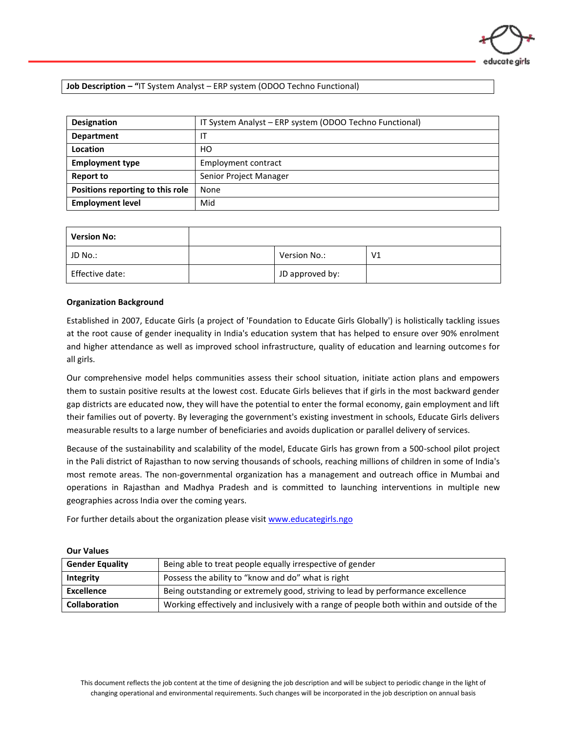**Job Description – "**IT System Analyst – ERP system (ODOO Techno Functional)

| **Designation** | IT System Analyst – ERP system (ODOO Techno Functional) |
|---|---|
| **Department** | IT |
| **Location** | HO |
| **Employment type** | Employment contract |
| **Report to** | Senior Project Manager |
| **Positions reporting to this role** | None |
| **Employment level** | Mid |

| **Version No:** | | | |
|---|---|---|---|
| JD No.: | | Version No.: | V1 |
| Effective date: | | JD approved by: | |

**Organization Background**

Established in 2007, Educate Girls (a project of 'Foundation to Educate Girls Globally') is holistically tackling issues at the root cause of gender inequality in India's education system that has helped to ensure over 90% enrolment and higher attendance as well as improved school infrastructure, quality of education and learning outcomes for all girls.

Our comprehensive model helps communities assess their school situation, initiate action plans and empowers them to sustain positive results at the lowest cost. Educate Girls believes that if girls in the most backward gender gap districts are educated now, they will have the potential to enter the formal economy, gain employment and lift their families out of poverty. By leveraging the government's existing investment in schools, Educate Girls delivers measurable results to a large number of beneficiaries and avoids duplication or parallel delivery of services.

Because of the sustainability and scalability of the model, Educate Girls has grown from a 500-school pilot project in the Pali district of Rajasthan to now serving thousands of schools, reaching millions of children in some of India's most remote areas. The non-governmental organization has a management and outreach office in Mumbai and operations in Rajasthan and Madhya Pradesh and is committed to launching interventions in multiple new geographies across India over the coming years.

For further details about the organization please visit [www.educategirls.ngo](www.educategirls.ngo)

**Our Values**

| **Gender Equality** | Being able to treat people equally irrespective of gender |
|---|---|
| **Integrity** | Possess the ability to "know and do" what is right |
| **Excellence** | Being outstanding or extremely good, striving to lead by performance excellence |
| **Collaboration** | Working effectively and inclusively with a range of people both within and outside of the |

This document reflects the job content at the time of designing the job description and will be subject to periodic change in the light of changing operational and environmental requirements. Such changes will be incorporated in the job description on annual basis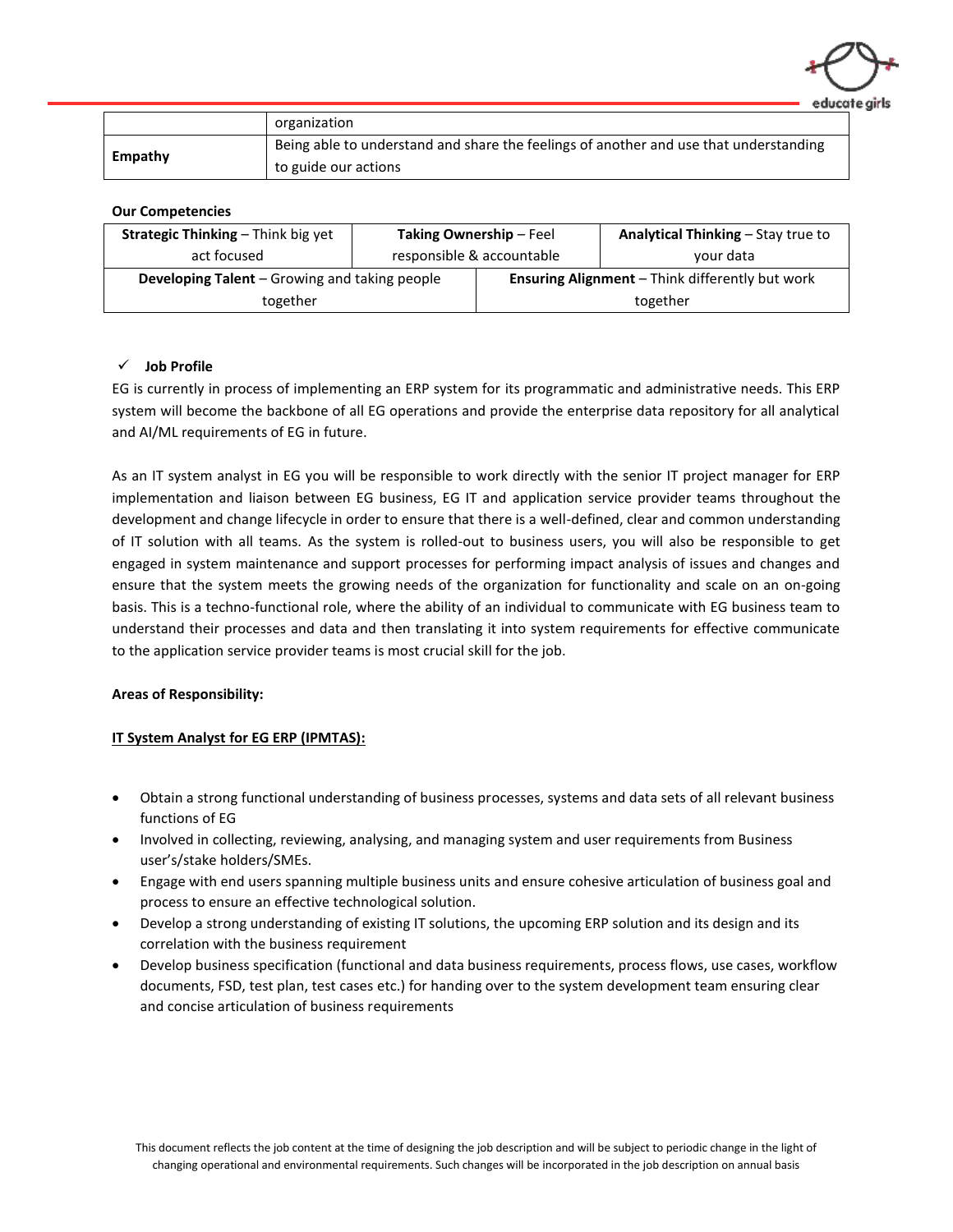| | organization |
|---|---|
| **Empathy** | Being able to understand and share the feelings of another and use that understanding to guide our actions |

**Our Competencies**

| **Strategic Thinking** – Think big yet act focused | **Taking Ownership** – Feel responsible & accountable | **Analytical Thinking** – Stay true to your data |
|---|---|---|
| **Developing Talent** – Growing and taking people together | **Ensuring Alignment** – Think differently but work together | |

✓ **Job Profile**

EG is currently in process of implementing an ERP system for its programmatic and administrative needs. This ERP system will become the backbone of all EG operations and provide the enterprise data repository for all analytical and AI/ML requirements of EG in future.

As an IT system analyst in EG you will be responsible to work directly with the senior IT project manager for ERP implementation and liaison between EG business, EG IT and application service provider teams throughout the development and change lifecycle in order to ensure that there is a well-defined, clear and common understanding of IT solution with all teams. As the system is rolled-out to business users, you will also be responsible to get engaged in system maintenance and support processes for performing impact analysis of issues and changes and ensure that the system meets the growing needs of the organization for functionality and scale on an on-going basis. This is a techno-functional role, where the ability of an individual to communicate with EG business team to understand their processes and data and then translating it into system requirements for effective communicate to the application service provider teams is most crucial skill for the job.

**Areas of Responsibility:**

**<u>IT System Analyst for EG ERP (IPMTAS):</u>**

- Obtain a strong functional understanding of business processes, systems and data sets of all relevant business functions of EG
- Involved in collecting, reviewing, analysing, and managing system and user requirements from Business user's/stake holders/SMEs.
- Engage with end users spanning multiple business units and ensure cohesive articulation of business goal and process to ensure an effective technological solution.
- Develop a strong understanding of existing IT solutions, the upcoming ERP solution and its design and its correlation with the business requirement
- Develop business specification (functional and data business requirements, process flows, use cases, workflow documents, FSD, test plan, test cases etc.) for handing over to the system development team ensuring clear and concise articulation of business requirements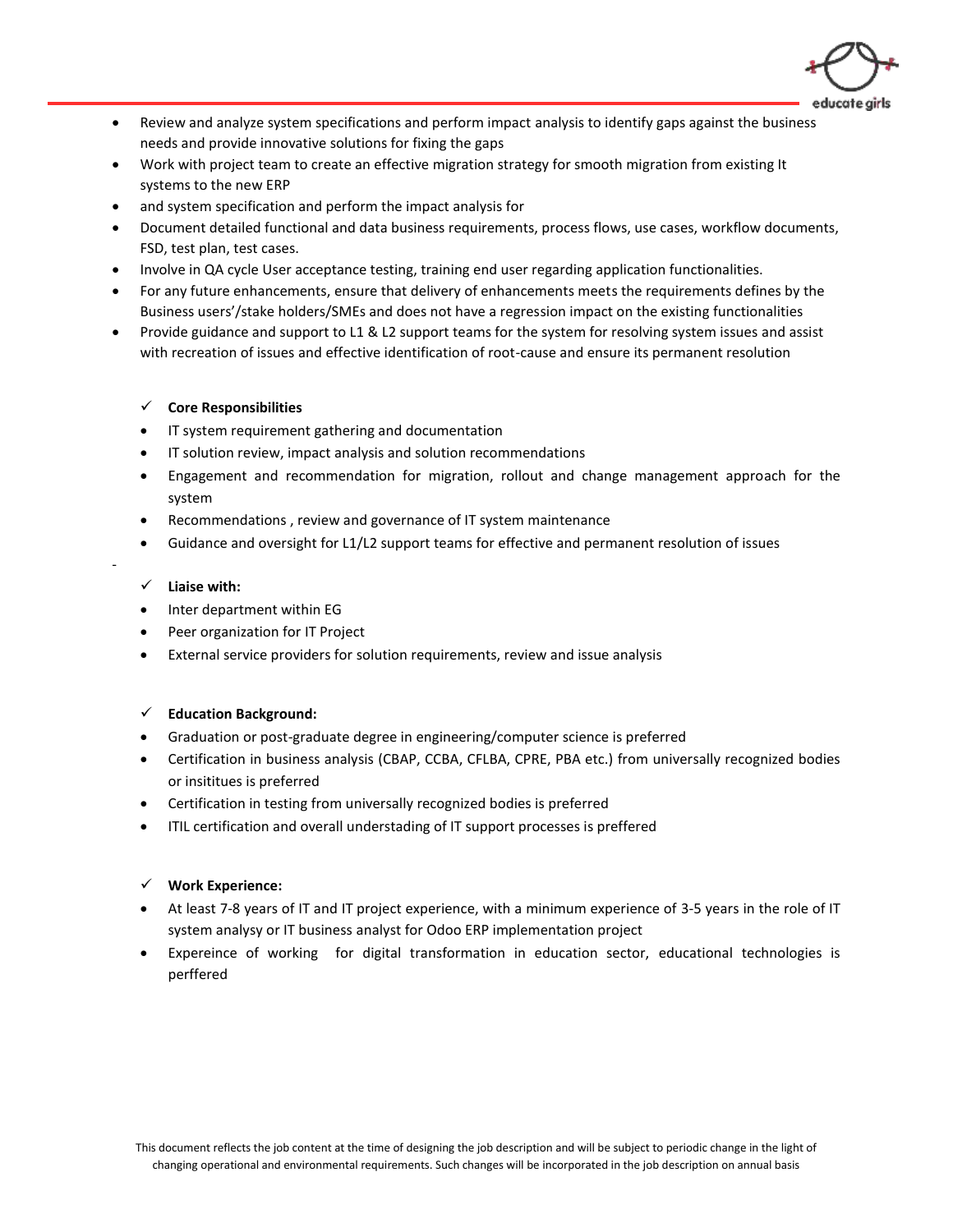- Review and analyze system specifications and perform impact analysis to identify gaps against the business needs and provide innovative solutions for fixing the gaps
- Work with project team to create an effective migration strategy for smooth migration from existing It systems to the new ERP
- and system specification and perform the impact analysis for
- Document detailed functional and data business requirements, process flows, use cases, workflow documents, FSD, test plan, test cases.
- Involve in QA cycle User acceptance testing, training end user regarding application functionalities.
- For any future enhancements, ensure that delivery of enhancements meets the requirements defines by the Business users'/stake holders/SMEs and does not have a regression impact on the existing functionalities
- Provide guidance and support to L1 & L2 support teams for the system for resolving system issues and assist with recreation of issues and effective identification of root-cause and ensure its permanent resolution

✓ **Core Responsibilities**

- IT system requirement gathering and documentation
- IT solution review, impact analysis and solution recommendations
- Engagement and recommendation for migration, rollout and change management approach for the system
- Recommendations , review and governance of IT system maintenance
- Guidance and oversight for L1/L2 support teams for effective and permanent resolution of issues

-

✓ **Liaise with:**

- Inter department within EG
- Peer organization for IT Project
- External service providers for solution requirements, review and issue analysis

✓ **Education Background:**

- Graduation or post-graduate degree in engineering/computer science is preferred
- Certification in business analysis (CBAP, CCBA, CFLBA, CPRE, PBA etc.) from universally recognized bodies or insititues is preferred
- Certification in testing from universally recognized bodies is preferred
- ITIL certification and overall understading of IT support processes is preffered

✓ **Work Experience:**

- At least 7-8 years of IT and IT project experience, with a minimum experience of 3-5 years in the role of IT system analysy or IT business analyst for Odoo ERP implementation project
- Expereince of working for digital transformation in education sector, educational technologies is perffered

This document reflects the job content at the time of designing the job description and will be subject to periodic change in the light of changing operational and environmental requirements. Such changes will be incorporated in the job description on annual basis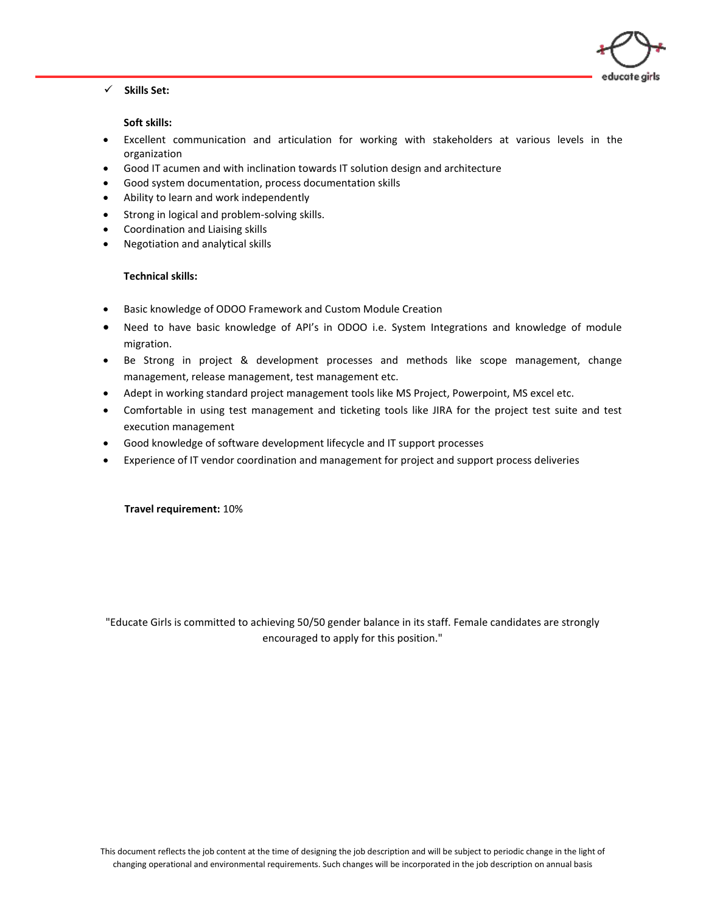- ✓ **Skills Set:**

**Soft skills:**

- Excellent communication and articulation for working with stakeholders at various levels in the organization
- Good IT acumen and with inclination towards IT solution design and architecture
- Good system documentation, process documentation skills
- Ability to learn and work independently
- Strong in logical and problem-solving skills.
- Coordination and Liaising skills
- Negotiation and analytical skills

**Technical skills:**

- Basic knowledge of ODOO Framework and Custom Module Creation
- Need to have basic knowledge of API's in ODOO i.e. System Integrations and knowledge of module migration.
- Be Strong in project & development processes and methods like scope management, change management, release management, test management etc.
- Adept in working standard project management tools like MS Project, Powerpoint, MS excel etc.
- Comfortable in using test management and ticketing tools like JIRA for the project test suite and test execution management
- Good knowledge of software development lifecycle and IT support processes
- Experience of IT vendor coordination and management for project and support process deliveries

**Travel requirement:** 10%

"Educate Girls is committed to achieving 50/50 gender balance in its staff. Female candidates are strongly encouraged to apply for this position."

This document reflects the job content at the time of designing the job description and will be subject to periodic change in the light of changing operational and environmental requirements. Such changes will be incorporated in the job description on annual basis